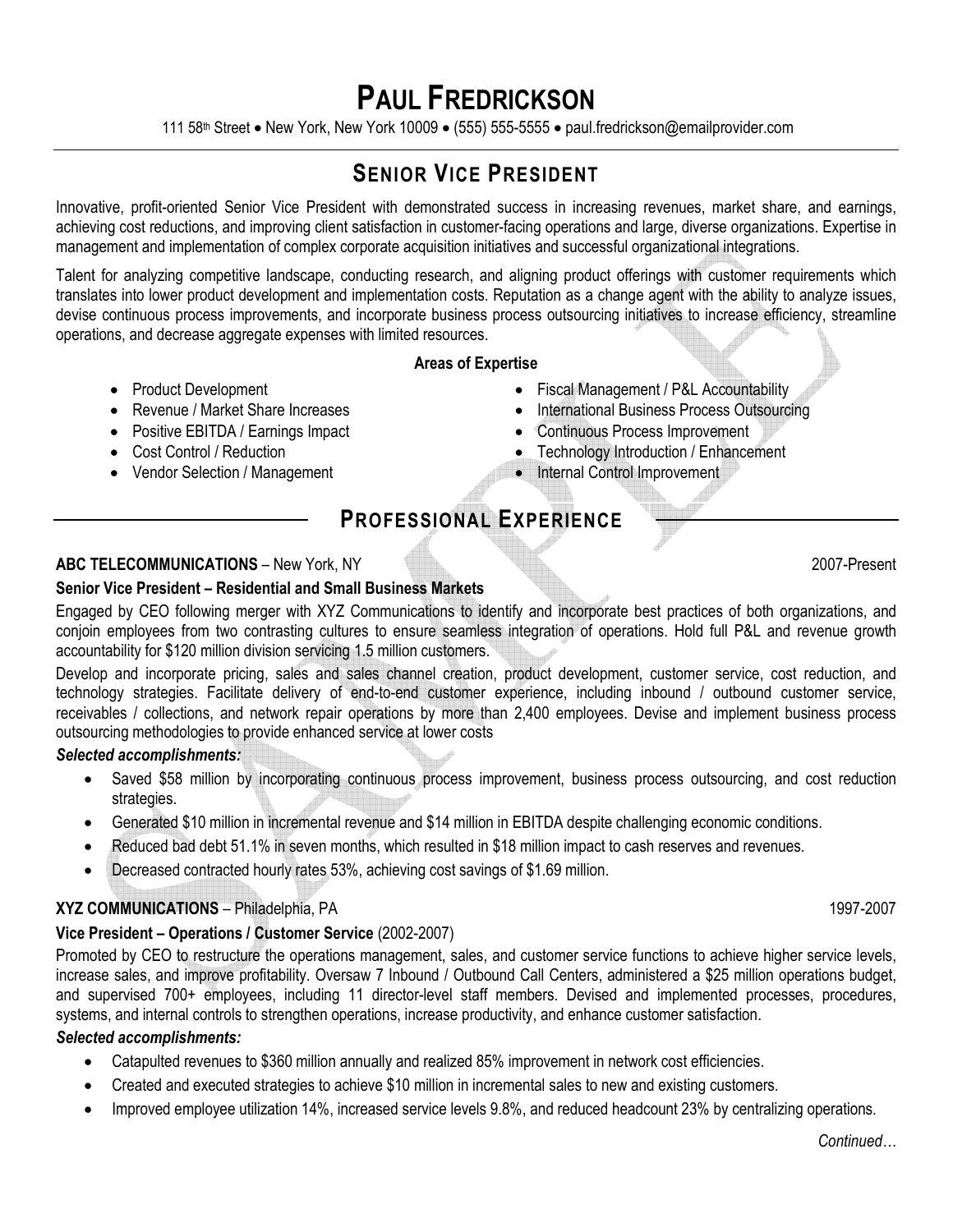# PAUL FREDRICKSON

111 58th Street • New York, New York 10009 • (555) 555-5555 • paul.fredrickson@emailprovider.com

## SENIOR VICE PRESIDENT

Innovative, profit-oriented Senior Vice President with demonstrated success in increasing revenues, market share, and earnings, achieving cost reductions, and improving client satisfaction in customer-facing operations and large, diverse organizations. Expertise in management and implementation of complex corporate acquisition initiatives and successful organizational integrations.

Talent for analyzing competitive landscape, conducting research, and aligning product offerings with customer requirements which translates into lower product development and implementation costs. Reputation as a change agent with the ability to analyze issues, devise continuous process improvements, and incorporate business process outsourcing initiatives to increase efficiency, streamline operations, and decrease aggregate expenses with limited resources.

**Areas of Expertise**

- Product Development
- Revenue / Market Share Increases
- Positive EBITDA / Earnings Impact
- Cost Control / Reduction
- Vendor Selection / Management
- Fiscal Management / P&L Accountability
- International Business Process Outsourcing
- Continuous Process Improvement
- Technology Introduction / Enhancement
- Internal Control Improvement

## PROFESSIONAL EXPERIENCE

**ABC TELECOMMUNICATIONS** – New York, NY 2007-Present

**Senior Vice President – Residential and Small Business Markets**

Engaged by CEO following merger with XYZ Communications to identify and incorporate best practices of both organizations, and conjoin employees from two contrasting cultures to ensure seamless integration of operations. Hold full P&L and revenue growth accountability for $120 million division servicing 1.5 million customers.

Develop and incorporate pricing, sales and sales channel creation, product development, customer service, cost reduction, and technology strategies. Facilitate delivery of end-to-end customer experience, including inbound / outbound customer service, receivables / collections, and network repair operations by more than 2,400 employees. Devise and implement business process outsourcing methodologies to provide enhanced service at lower costs

***Selected accomplishments:***

- Saved $58 million by incorporating continuous process improvement, business process outsourcing, and cost reduction strategies.
- Generated $10 million in incremental revenue and $14 million in EBITDA despite challenging economic conditions.
- Reduced bad debt 51.1% in seven months, which resulted in $18 million impact to cash reserves and revenues.
- Decreased contracted hourly rates 53%, achieving cost savings of $1.69 million.

**XYZ COMMUNICATIONS** – Philadelphia, PA 1997-2007

**Vice President – Operations / Customer Service** (2002-2007)

Promoted by CEO to restructure the operations management, sales, and customer service functions to achieve higher service levels, increase sales, and improve profitability. Oversaw 7 Inbound / Outbound Call Centers, administered a $25 million operations budget, and supervised 700+ employees, including 11 director-level staff members. Devised and implemented processes, procedures, systems, and internal controls to strengthen operations, increase productivity, and enhance customer satisfaction.

***Selected accomplishments:***

- Catapulted revenues to $360 million annually and realized 85% improvement in network cost efficiencies.
- Created and executed strategies to achieve $10 million in incremental sales to new and existing customers.
- Improved employee utilization 14%, increased service levels 9.8%, and reduced headcount 23% by centralizing operations.

*Continued…*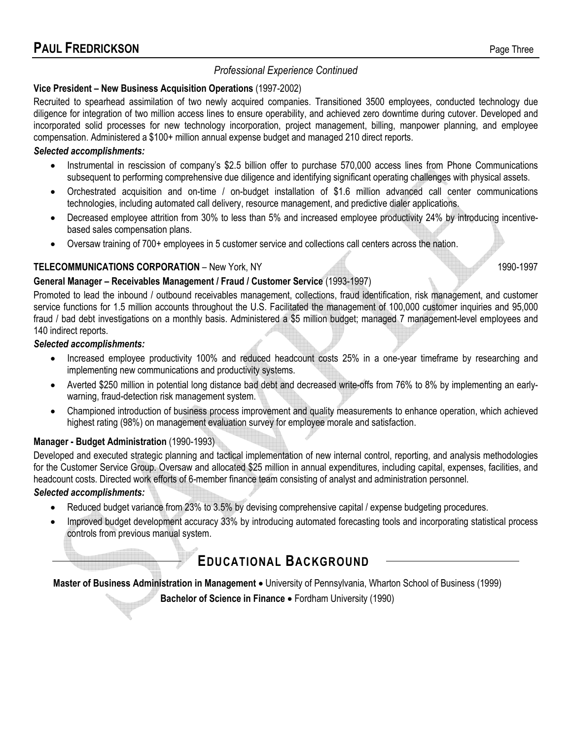*Professional Experience Continued*

**Vice President – New Business Acquisition Operations** (1997-2002)

Recruited to spearhead assimilation of two newly acquired companies. Transitioned 3500 employees, conducted technology due diligence for integration of two million access lines to ensure operability, and achieved zero downtime during cutover. Developed and incorporated solid processes for new technology incorporation, project management, billing, manpower planning, and employee compensation. Administered a $100+ million annual expense budget and managed 210 direct reports.

***Selected accomplishments:***

- Instrumental in rescission of company's $2.5 billion offer to purchase 570,000 access lines from Phone Communications subsequent to performing comprehensive due diligence and identifying significant operating challenges with physical assets.
- Orchestrated acquisition and on-time / on-budget installation of $1.6 million advanced call center communications technologies, including automated call delivery, resource management, and predictive dialer applications.
- Decreased employee attrition from 30% to less than 5% and increased employee productivity 24% by introducing incentive-based sales compensation plans.
- Oversaw training of 700+ employees in 5 customer service and collections call centers across the nation.

**TELECOMMUNICATIONS CORPORATION** – New York, NY 1990-1997

**General Manager – Receivables Management / Fraud / Customer Service** (1993-1997)

Promoted to lead the inbound / outbound receivables management, collections, fraud identification, risk management, and customer service functions for 1.5 million accounts throughout the U.S. Facilitated the management of 100,000 customer inquiries and 95,000 fraud / bad debt investigations on a monthly basis. Administered a $5 million budget; managed 7 management-level employees and 140 indirect reports.

***Selected accomplishments:***

- Increased employee productivity 100% and reduced headcount costs 25% in a one-year timeframe by researching and implementing new communications and productivity systems.
- Averted $250 million in potential long distance bad debt and decreased write-offs from 76% to 8% by implementing an early-warning, fraud-detection risk management system.
- Championed introduction of business process improvement and quality measurements to enhance operation, which achieved highest rating (98%) on management evaluation survey for employee morale and satisfaction.

**Manager - Budget Administration** (1990-1993)

Developed and executed strategic planning and tactical implementation of new internal control, reporting, and analysis methodologies for the Customer Service Group. Oversaw and allocated $25 million in annual expenditures, including capital, expenses, facilities, and headcount costs. Directed work efforts of 6-member finance team consisting of analyst and administration personnel.

***Selected accomplishments:***

- Reduced budget variance from 23% to 3.5% by devising comprehensive capital / expense budgeting procedures.
- Improved budget development accuracy 33% by introducing automated forecasting tools and incorporating statistical process controls from previous manual system.

## EDUCATIONAL BACKGROUND

**Master of Business Administration in Management** • University of Pennsylvania, Wharton School of Business (1999)

**Bachelor of Science in Finance** • Fordham University (1990)